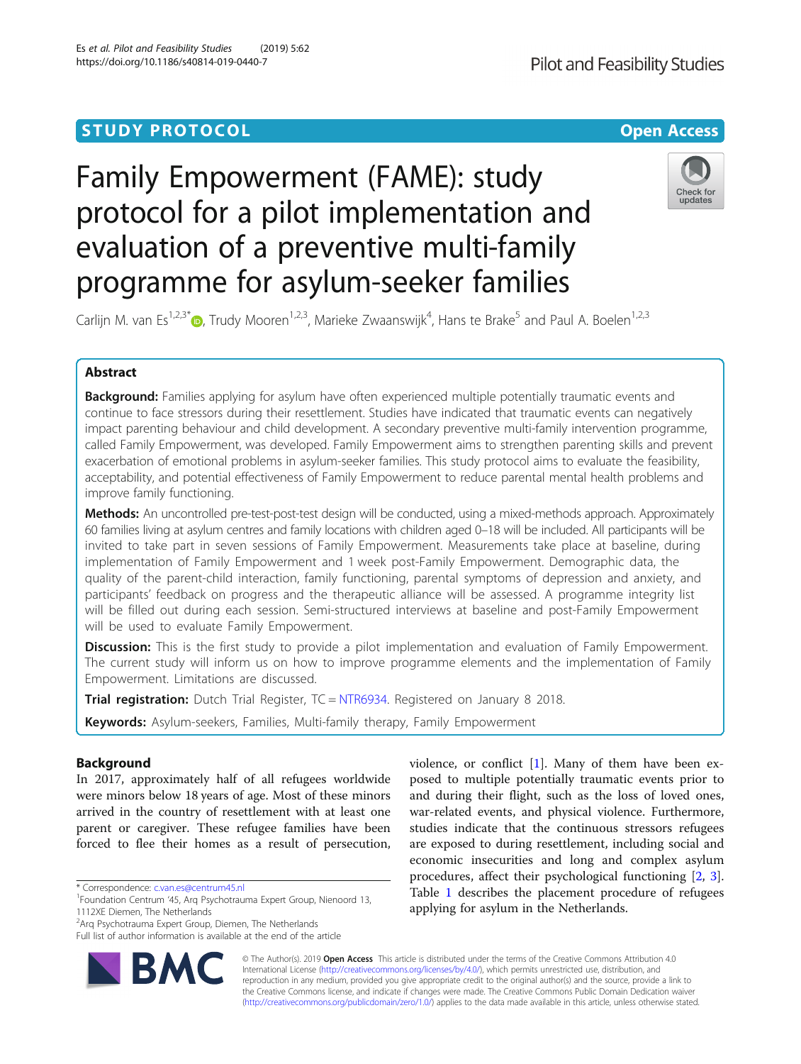STUDY PROTOCOL Open Access

# Family Empowerment (FAME): study protocol for a pilot implementation and evaluation of a preventive multi-family programme for asylum-seeker families

Carlijn M. van Es[1,2,3*], Trudy Mooren[1,2,3], Marieke Zwaanswijk[4], Hans te Brake[5] and Paul A. Boelen[1,2,3]

## Abstract

**Background:** Families applying for asylum have often experienced multiple potentially traumatic events and continue to face stressors during their resettlement. Studies have indicated that traumatic events can negatively impact parenting behaviour and child development. A secondary preventive multi-family intervention programme, called Family Empowerment, was developed. Family Empowerment aims to strengthen parenting skills and prevent exacerbation of emotional problems in asylum-seeker families. This study protocol aims to evaluate the feasibility, acceptability, and potential effectiveness of Family Empowerment to reduce parental mental health problems and improve family functioning.

**Methods:** An uncontrolled pre-test-post-test design will be conducted, using a mixed-methods approach. Approximately 60 families living at asylum centres and family locations with children aged 0–18 will be included. All participants will be invited to take part in seven sessions of Family Empowerment. Measurements take place at baseline, during implementation of Family Empowerment and 1 week post-Family Empowerment. Demographic data, the quality of the parent-child interaction, family functioning, parental symptoms of depression and anxiety, and participants' feedback on progress and the therapeutic alliance will be assessed. A programme integrity list will be filled out during each session. Semi-structured interviews at baseline and post-Family Empowerment will be used to evaluate Family Empowerment.

**Discussion:** This is the first study to provide a pilot implementation and evaluation of Family Empowerment. The current study will inform us on how to improve programme elements and the implementation of Family Empowerment. Limitations are discussed.

**Trial registration:** Dutch Trial Register, TC = NTR6934. Registered on January 8 2018.

**Keywords:** Asylum-seekers, Families, Multi-family therapy, Family Empowerment

## Background

In 2017, approximately half of all refugees worldwide were minors below 18 years of age. Most of these minors arrived in the country of resettlement with at least one parent or caregiver. These refugee families have been forced to flee their homes as a result of persecution, violence, or conflict [1]. Many of them have been exposed to multiple potentially traumatic events prior to and during their flight, such as the loss of loved ones, war-related events, and physical violence. Furthermore, studies indicate that the continuous stressors refugees are exposed to during resettlement, including social and economic insecurities and long and complex asylum procedures, affect their psychological functioning [2, 3]. Table 1 describes the placement procedure of refugees applying for asylum in the Netherlands.

\* Correspondence: c.van.es@centrum45.nl

[1]Foundation Centrum '45, Arq Psychotrauma Expert Group, Nienoord 13, 1112XE Diemen, The Netherlands

[2]Arq Psychotrauma Expert Group, Diemen, The Netherlands

Full list of author information is available at the end of the article

© The Author(s). 2019 **Open Access** This article is distributed under the terms of the Creative Commons Attribution 4.0 International License (http://creativecommons.org/licenses/by/4.0/), which permits unrestricted use, distribution, and reproduction in any medium, provided you give appropriate credit to the original author(s) and the source, provide a link to the Creative Commons license, and indicate if changes were made. The Creative Commons Public Domain Dedication waiver (http://creativecommons.org/publicdomain/zero/1.0/) applies to the data made available in this article, unless otherwise stated.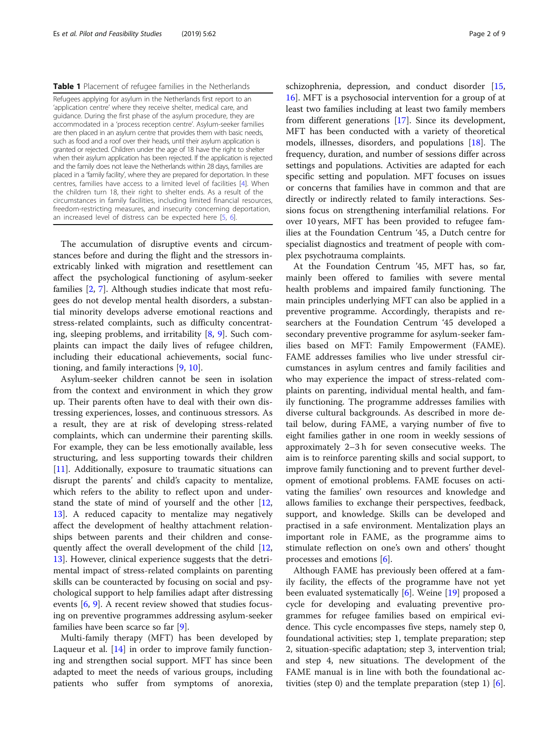**Table 1** Placement of refugee families in the Netherlands

Refugees applying for asylum in the Netherlands first report to an 'application centre' where they receive shelter, medical care, and guidance. During the first phase of the asylum procedure, they are accommodated in a 'process reception centre'. Asylum-seeker families are then placed in an asylum centre that provides them with basic needs, such as food and a roof over their heads, until their asylum application is granted or rejected. Children under the age of 18 have the right to shelter when their asylum application has been rejected. If the application is rejected and the family does not leave the Netherlands within 28 days, families are placed in a 'family facility', where they are prepared for deportation. In these centres, families have access to a limited level of facilities [4]. When the children turn 18, their right to shelter ends. As a result of the circumstances in family facilities, including limited financial resources, freedom-restricting measures, and insecurity concerning deportation, an increased level of distress can be expected here [5, 6].

The accumulation of disruptive events and circumstances before and during the flight and the stressors inextricably linked with migration and resettlement can affect the psychological functioning of asylum-seeker families [2, 7]. Although studies indicate that most refugees do not develop mental health disorders, a substantial minority develops adverse emotional reactions and stress-related complaints, such as difficulty concentrating, sleeping problems, and irritability [8, 9]. Such complaints can impact the daily lives of refugee children, including their educational achievements, social functioning, and family interactions [9, 10].

Asylum-seeker children cannot be seen in isolation from the context and environment in which they grow up. Their parents often have to deal with their own distressing experiences, losses, and continuous stressors. As a result, they are at risk of developing stress-related complaints, which can undermine their parenting skills. For example, they can be less emotionally available, less structuring, and less supporting towards their children [11]. Additionally, exposure to traumatic situations can disrupt the parents' and child's capacity to mentalize, which refers to the ability to reflect upon and understand the state of mind of yourself and the other [12, 13]. A reduced capacity to mentalize may negatively affect the development of healthy attachment relationships between parents and their children and consequently affect the overall development of the child [12, 13]. However, clinical experience suggests that the detrimental impact of stress-related complaints on parenting skills can be counteracted by focusing on social and psychological support to help families adapt after distressing events [6, 9]. A recent review showed that studies focusing on preventive programmes addressing asylum-seeker families have been scarce so far [9].

Multi-family therapy (MFT) has been developed by Laqueur et al. [14] in order to improve family functioning and strengthen social support. MFT has since been adapted to meet the needs of various groups, including patients who suffer from symptoms of anorexia, schizophrenia, depression, and conduct disorder [15, 16]. MFT is a psychosocial intervention for a group of at least two families including at least two family members from different generations [17]. Since its development, MFT has been conducted with a variety of theoretical models, illnesses, disorders, and populations [18]. The frequency, duration, and number of sessions differ across settings and populations. Activities are adapted for each specific setting and population. MFT focuses on issues or concerns that families have in common and that are directly or indirectly related to family interactions. Sessions focus on strengthening interfamilial relations. For over 10 years, MFT has been provided to refugee families at the Foundation Centrum '45, a Dutch centre for specialist diagnostics and treatment of people with complex psychotrauma complaints.

At the Foundation Centrum '45, MFT has, so far, mainly been offered to families with severe mental health problems and impaired family functioning. The main principles underlying MFT can also be applied in a preventive programme. Accordingly, therapists and researchers at the Foundation Centrum '45 developed a secondary preventive programme for asylum-seeker families based on MFT: Family Empowerment (FAME). FAME addresses families who live under stressful circumstances in asylum centres and family facilities and who may experience the impact of stress-related complaints on parenting, individual mental health, and family functioning. The programme addresses families with diverse cultural backgrounds. As described in more detail below, during FAME, a varying number of five to eight families gather in one room in weekly sessions of approximately 2–3 h for seven consecutive weeks. The aim is to reinforce parenting skills and social support, to improve family functioning and to prevent further development of emotional problems. FAME focuses on activating the families' own resources and knowledge and allows families to exchange their perspectives, feedback, support, and knowledge. Skills can be developed and practised in a safe environment. Mentalization plays an important role in FAME, as the programme aims to stimulate reflection on one's own and others' thought processes and emotions [6].

Although FAME has previously been offered at a family facility, the effects of the programme have not yet been evaluated systematically [6]. Weine [19] proposed a cycle for developing and evaluating preventive programmes for refugee families based on empirical evidence. This cycle encompasses five steps, namely step 0, foundational activities; step 1, template preparation; step 2, situation-specific adaptation; step 3, intervention trial; and step 4, new situations. The development of the FAME manual is in line with both the foundational activities (step 0) and the template preparation (step 1) [6].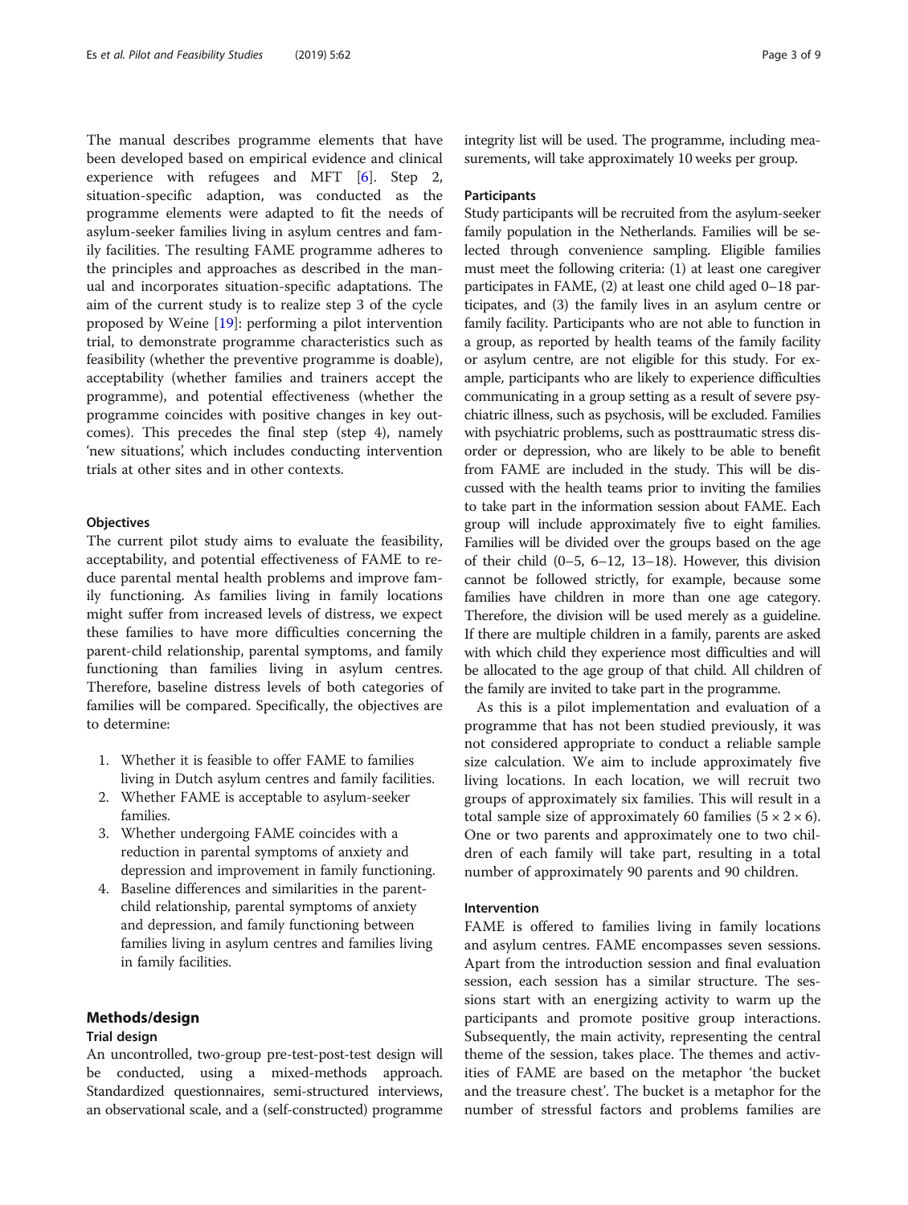The manual describes programme elements that have been developed based on empirical evidence and clinical experience with refugees and MFT [6]. Step 2, situation-specific adaption, was conducted as the programme elements were adapted to fit the needs of asylum-seeker families living in asylum centres and family facilities. The resulting FAME programme adheres to the principles and approaches as described in the manual and incorporates situation-specific adaptations. The aim of the current study is to realize step 3 of the cycle proposed by Weine [19]: performing a pilot intervention trial, to demonstrate programme characteristics such as feasibility (whether the preventive programme is doable), acceptability (whether families and trainers accept the programme), and potential effectiveness (whether the programme coincides with positive changes in key outcomes). This precedes the final step (step 4), namely 'new situations', which includes conducting intervention trials at other sites and in other contexts.

### Objectives

The current pilot study aims to evaluate the feasibility, acceptability, and potential effectiveness of FAME to reduce parental mental health problems and improve family functioning. As families living in family locations might suffer from increased levels of distress, we expect these families to have more difficulties concerning the parent-child relationship, parental symptoms, and family functioning than families living in asylum centres. Therefore, baseline distress levels of both categories of families will be compared. Specifically, the objectives are to determine:

1. Whether it is feasible to offer FAME to families living in Dutch asylum centres and family facilities.
2. Whether FAME is acceptable to asylum-seeker families.
3. Whether undergoing FAME coincides with a reduction in parental symptoms of anxiety and depression and improvement in family functioning.
4. Baseline differences and similarities in the parent-child relationship, parental symptoms of anxiety and depression, and family functioning between families living in asylum centres and families living in family facilities.

## Methods/design

### Trial design

An uncontrolled, two-group pre-test-post-test design will be conducted, using a mixed-methods approach. Standardized questionnaires, semi-structured interviews, an observational scale, and a (self-constructed) programme integrity list will be used. The programme, including measurements, will take approximately 10 weeks per group.

### Participants

Study participants will be recruited from the asylum-seeker family population in the Netherlands. Families will be selected through convenience sampling. Eligible families must meet the following criteria: (1) at least one caregiver participates in FAME, (2) at least one child aged 0–18 participates, and (3) the family lives in an asylum centre or family facility. Participants who are not able to function in a group, as reported by health teams of the family facility or asylum centre, are not eligible for this study. For example, participants who are likely to experience difficulties communicating in a group setting as a result of severe psychiatric illness, such as psychosis, will be excluded. Families with psychiatric problems, such as posttraumatic stress disorder or depression, who are likely to be able to benefit from FAME are included in the study. This will be discussed with the health teams prior to inviting the families to take part in the information session about FAME. Each group will include approximately five to eight families. Families will be divided over the groups based on the age of their child (0–5, 6–12, 13–18). However, this division cannot be followed strictly, for example, because some families have children in more than one age category. Therefore, the division will be used merely as a guideline. If there are multiple children in a family, parents are asked with which child they experience most difficulties and will be allocated to the age group of that child. All children of the family are invited to take part in the programme.

As this is a pilot implementation and evaluation of a programme that has not been studied previously, it was not considered appropriate to conduct a reliable sample size calculation. We aim to include approximately five living locations. In each location, we will recruit two groups of approximately six families. This will result in a total sample size of approximately 60 families ($5 \times 2 \times 6$). One or two parents and approximately one to two children of each family will take part, resulting in a total number of approximately 90 parents and 90 children.

### Intervention

FAME is offered to families living in family locations and asylum centres. FAME encompasses seven sessions. Apart from the introduction session and final evaluation session, each session has a similar structure. The sessions start with an energizing activity to warm up the participants and promote positive group interactions. Subsequently, the main activity, representing the central theme of the session, takes place. The themes and activities of FAME are based on the metaphor 'the bucket and the treasure chest'. The bucket is a metaphor for the number of stressful factors and problems families are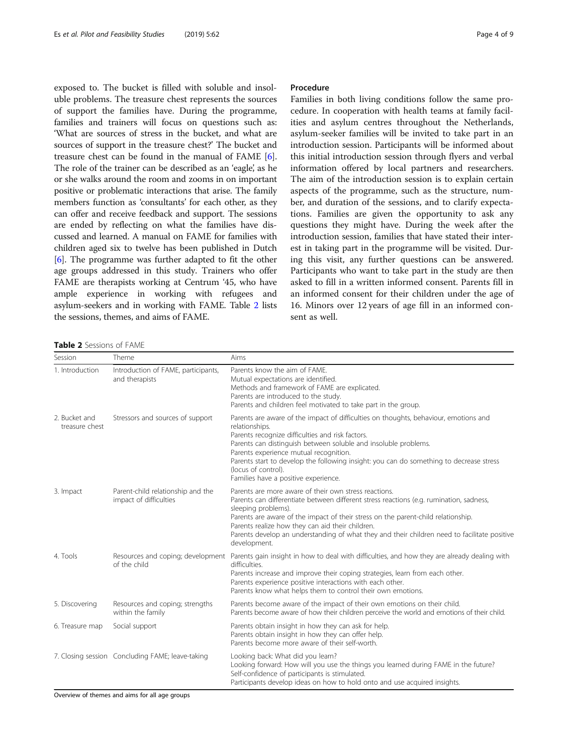exposed to. The bucket is filled with soluble and insoluble problems. The treasure chest represents the sources of support the families have. During the programme, families and trainers will focus on questions such as: 'What are sources of stress in the bucket, and what are sources of support in the treasure chest?' The bucket and treasure chest can be found in the manual of FAME [6]. The role of the trainer can be described as an 'eagle', as he or she walks around the room and zooms in on important positive or problematic interactions that arise. The family members function as 'consultants' for each other, as they can offer and receive feedback and support. The sessions are ended by reflecting on what the families have discussed and learned. A manual on FAME for families with children aged six to twelve has been published in Dutch [6]. The programme was further adapted to fit the other age groups addressed in this study. Trainers who offer FAME are therapists working at Centrum '45, who have ample experience in working with refugees and asylum-seekers and in working with FAME. Table 2 lists the sessions, themes, and aims of FAME.

**Table 2** Sessions of FAME

| Session | Theme | Aims |
|---|---|---|
| 1. Introduction | Introduction of FAME, participants, and therapists | Parents know the aim of FAME.<br>Mutual expectations are identified.<br>Methods and framework of FAME are explicated.<br>Parents are introduced to the study.<br>Parents and children feel motivated to take part in the group. |
| 2. Bucket and treasure chest | Stressors and sources of support | Parents are aware of the impact of difficulties on thoughts, behaviour, emotions and relationships.<br>Parents recognize difficulties and risk factors.<br>Parents can distinguish between soluble and insoluble problems.<br>Parents experience mutual recognition.<br>Parents start to develop the following insight: you can do something to decrease stress (locus of control).<br>Families have a positive experience. |
| 3. Impact | Parent-child relationship and the impact of difficulties | Parents are more aware of their own stress reactions.<br>Parents can differentiate between different stress reactions (e.g. rumination, sadness, sleeping problems).<br>Parents are aware of the impact of their stress on the parent-child relationship.<br>Parents realize how they can aid their children.<br>Parents develop an understanding of what they and their children need to facilitate positive development. |
| 4. Tools | Resources and coping; development of the child | Parents gain insight in how to deal with difficulties, and how they are already dealing with difficulties.<br>Parents increase and improve their coping strategies, learn from each other.<br>Parents experience positive interactions with each other.<br>Parents know what helps them to control their own emotions. |
| 5. Discovering | Resources and coping; strengths within the family | Parents become aware of the impact of their own emotions on their child.<br>Parents become aware of how their children perceive the world and emotions of their child. |
| 6. Treasure map | Social support | Parents obtain insight in how they can ask for help.<br>Parents obtain insight in how they can offer help.<br>Parents become more aware of their self-worth. |
| 7. Closing session | Concluding FAME; leave-taking | Looking back: What did you learn?<br>Looking forward: How will you use the things you learned during FAME in the future?<br>Self-confidence of participants is stimulated.<br>Participants develop ideas on how to hold onto and use acquired insights. |

Overview of themes and aims for all age groups

### Procedure

Families in both living conditions follow the same procedure. In cooperation with health teams at family facilities and asylum centres throughout the Netherlands, asylum-seeker families will be invited to take part in an introduction session. Participants will be informed about this initial introduction session through flyers and verbal information offered by local partners and researchers. The aim of the introduction session is to explain certain aspects of the programme, such as the structure, number, and duration of the sessions, and to clarify expectations. Families are given the opportunity to ask any questions they might have. During the week after the introduction session, families that have stated their interest in taking part in the programme will be visited. During this visit, any further questions can be answered. Participants who want to take part in the study are then asked to fill in a written informed consent. Parents fill in an informed consent for their children under the age of 16. Minors over 12 years of age fill in an informed consent as well.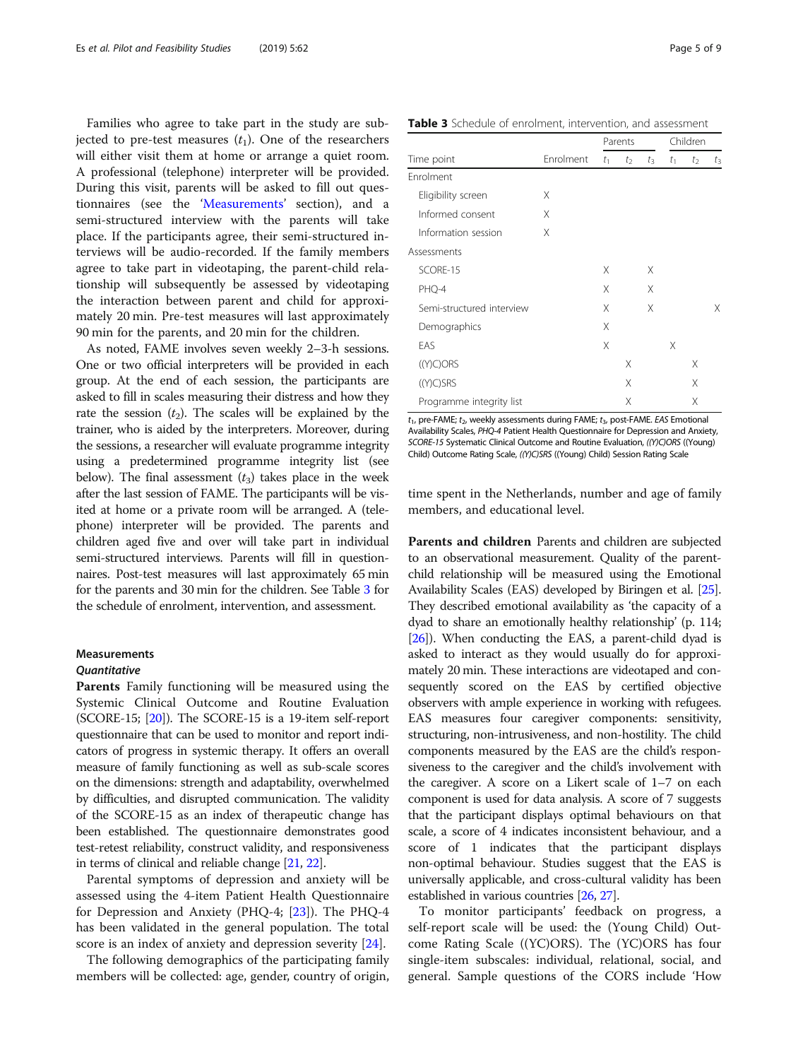Families who agree to take part in the study are subjected to pre-test measures ($t_1$). One of the researchers will either visit them at home or arrange a quiet room. A professional (telephone) interpreter will be provided. During this visit, parents will be asked to fill out questionnaires (see the 'Measurements' section), and a semi-structured interview with the parents will take place. If the participants agree, their semi-structured interviews will be audio-recorded. If the family members agree to take part in videotaping, the parent-child relationship will subsequently be assessed by videotaping the interaction between parent and child for approximately 20 min. Pre-test measures will last approximately 90 min for the parents, and 20 min for the children.

As noted, FAME involves seven weekly 2–3-h sessions. One or two official interpreters will be provided in each group. At the end of each session, the participants are asked to fill in scales measuring their distress and how they rate the session ($t_2$). The scales will be explained by the trainer, who is aided by the interpreters. Moreover, during the sessions, a researcher will evaluate programme integrity using a predetermined programme integrity list (see below). The final assessment ($t_3$) takes place in the week after the last session of FAME. The participants will be visited at home or a private room will be arranged. A (telephone) interpreter will be provided. The parents and children aged five and over will take part in individual semi-structured interviews. Parents will fill in questionnaires. Post-test measures will last approximately 65 min for the parents and 30 min for the children. See Table 3 for the schedule of enrolment, intervention, and assessment.

**Table 3** Schedule of enrolment, intervention, and assessment

| | | Parents | | | Children | | |
|---|---|---|---|---|---|---|---|
| Time point | Enrolment | $t_1$ | $t_2$ | $t_3$ | $t_1$ | $t_2$ | $t_3$ |
| Enrolment | | | | | | | |
| Eligibility screen | X | | | | | | |
| Informed consent | X | | | | | | |
| Information session | X | | | | | | |
| Assessments | | | | | | | |
| SCORE-15 | | X | | X | | | |
| PHQ-4 | | X | | X | | | |
| Semi-structured interview | | X | | X | | | X |
| Demographics | | X | | | | | |
| EAS | | X | | | X | | |
| ((Y)C)ORS | | | X | | | X | |
| ((Y)C)SRS | | | X | | | X | |
| Programme integrity list | | | X | | | X | |

$t_1$, pre-FAME; $t_2$, weekly assessments during FAME; $t_3$, post-FAME. *EAS* Emotional Availability Scales, *PHQ-4* Patient Health Questionnaire for Depression and Anxiety, *SCORE-15* Systematic Clinical Outcome and Routine Evaluation, *((Y)C)ORS* ((Young) Child) Outcome Rating Scale, *((Y)C)SRS* ((Young) Child) Session Rating Scale

## Measurements

### Quantitative

**Parents** Family functioning will be measured using the Systemic Clinical Outcome and Routine Evaluation (SCORE-15; [20]). The SCORE-15 is a 19-item self-report questionnaire that can be used to monitor and report indicators of progress in systemic therapy. It offers an overall measure of family functioning as well as sub-scale scores on the dimensions: strength and adaptability, overwhelmed by difficulties, and disrupted communication. The validity of the SCORE-15 as an index of therapeutic change has been established. The questionnaire demonstrates good test-retest reliability, construct validity, and responsiveness in terms of clinical and reliable change [21, 22].

Parental symptoms of depression and anxiety will be assessed using the 4-item Patient Health Questionnaire for Depression and Anxiety (PHQ-4; [23]). The PHQ-4 has been validated in the general population. The total score is an index of anxiety and depression severity [24].

The following demographics of the participating family members will be collected: age, gender, country of origin, time spent in the Netherlands, number and age of family members, and educational level.

**Parents and children** Parents and children are subjected to an observational measurement. Quality of the parent-child relationship will be measured using the Emotional Availability Scales (EAS) developed by Biringen et al. [25]. They described emotional availability as 'the capacity of a dyad to share an emotionally healthy relationship' (p. 114; [26]). When conducting the EAS, a parent-child dyad is asked to interact as they would usually do for approximately 20 min. These interactions are videotaped and consequently scored on the EAS by certified objective observers with ample experience in working with refugees. EAS measures four caregiver components: sensitivity, structuring, non-intrusiveness, and non-hostility. The child components measured by the EAS are the child's responsiveness to the caregiver and the child's involvement with the caregiver. A score on a Likert scale of 1–7 on each component is used for data analysis. A score of 7 suggests that the participant displays optimal behaviours on that scale, a score of 4 indicates inconsistent behaviour, and a score of 1 indicates that the participant displays non-optimal behaviour. Studies suggest that the EAS is universally applicable, and cross-cultural validity has been established in various countries [26, 27].

To monitor participants' feedback on progress, a self-report scale will be used: the (Young Child) Outcome Rating Scale ((YC)ORS). The (YC)ORS has four single-item subscales: individual, relational, social, and general. Sample questions of the CORS include 'How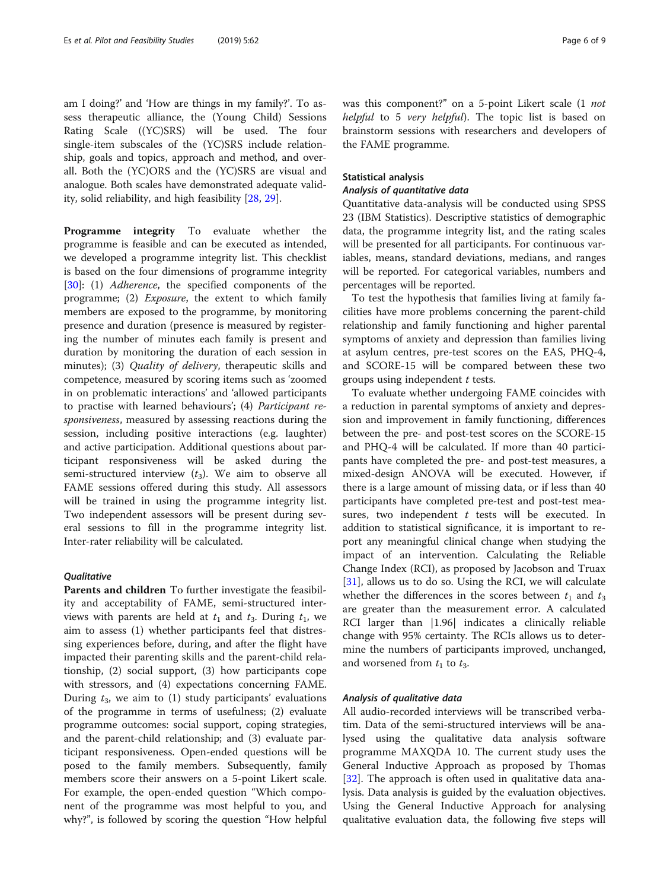am I doing?' and 'How are things in my family?'. To assess therapeutic alliance, the (Young Child) Sessions Rating Scale ((YC)SRS) will be used. The four single-item subscales of the (YC)SRS include relationship, goals and topics, approach and method, and overall. Both the (YC)ORS and the (YC)SRS are visual and analogue. Both scales have demonstrated adequate validity, solid reliability, and high feasibility [28, 29].

**Programme integrity** To evaluate whether the programme is feasible and can be executed as intended, we developed a programme integrity list. This checklist is based on the four dimensions of programme integrity [30]: (1) *Adherence*, the specified components of the programme; (2) *Exposure*, the extent to which family members are exposed to the programme, by monitoring presence and duration (presence is measured by registering the number of minutes each family is present and duration by monitoring the duration of each session in minutes); (3) *Quality of delivery*, therapeutic skills and competence, measured by scoring items such as 'zoomed in on problematic interactions' and 'allowed participants to practise with learned behaviours'; (4) *Participant responsiveness*, measured by assessing reactions during the session, including positive interactions (e.g. laughter) and active participation. Additional questions about participant responsiveness will be asked during the semi-structured interview ($t_3$). We aim to observe all FAME sessions offered during this study. All assessors will be trained in using the programme integrity list. Two independent assessors will be present during several sessions to fill in the programme integrity list. Inter-rater reliability will be calculated.

#### *Qualitative*

**Parents and children** To further investigate the feasibility and acceptability of FAME, semi-structured interviews with parents are held at $t_1$ and $t_3$. During $t_1$, we aim to assess (1) whether participants feel that distressing experiences before, during, and after the flight have impacted their parenting skills and the parent-child relationship, (2) social support, (3) how participants cope with stressors, and (4) expectations concerning FAME. During $t_3$, we aim to (1) study participants' evaluations of the programme in terms of usefulness; (2) evaluate programme outcomes: social support, coping strategies, and the parent-child relationship; and (3) evaluate participant responsiveness. Open-ended questions will be posed to the family members. Subsequently, family members score their answers on a 5-point Likert scale. For example, the open-ended question "Which component of the programme was most helpful to you, and why?", is followed by scoring the question "How helpful was this component?" on a 5-point Likert scale (1 *not helpful* to 5 *very helpful*). The topic list is based on brainstorm sessions with researchers and developers of the FAME programme.

### Statistical analysis

#### *Analysis of quantitative data*

Quantitative data-analysis will be conducted using SPSS 23 (IBM Statistics). Descriptive statistics of demographic data, the programme integrity list, and the rating scales will be presented for all participants. For continuous variables, means, standard deviations, medians, and ranges will be reported. For categorical variables, numbers and percentages will be reported.

To test the hypothesis that families living at family facilities have more problems concerning the parent-child relationship and family functioning and higher parental symptoms of anxiety and depression than families living at asylum centres, pre-test scores on the EAS, PHQ-4, and SCORE-15 will be compared between these two groups using independent *t* tests.

To evaluate whether undergoing FAME coincides with a reduction in parental symptoms of anxiety and depression and improvement in family functioning, differences between the pre- and post-test scores on the SCORE-15 and PHQ-4 will be calculated. If more than 40 participants have completed the pre- and post-test measures, a mixed-design ANOVA will be executed. However, if there is a large amount of missing data, or if less than 40 participants have completed pre-test and post-test measures, two independent *t* tests will be executed. In addition to statistical significance, it is important to report any meaningful clinical change when studying the impact of an intervention. Calculating the Reliable Change Index (RCI), as proposed by Jacobson and Truax [31], allows us to do so. Using the RCI, we will calculate whether the differences in the scores between $t_1$ and $t_3$ are greater than the measurement error. A calculated RCI larger than $|1.96|$ indicates a clinically reliable change with 95% certainty. The RCIs allows us to determine the numbers of participants improved, unchanged, and worsened from $t_1$ to $t_3$.

#### *Analysis of qualitative data*

All audio-recorded interviews will be transcribed verbatim. Data of the semi-structured interviews will be analysed using the qualitative data analysis software programme MAXQDA 10. The current study uses the General Inductive Approach as proposed by Thomas [32]. The approach is often used in qualitative data analysis. Data analysis is guided by the evaluation objectives. Using the General Inductive Approach for analysing qualitative evaluation data, the following five steps will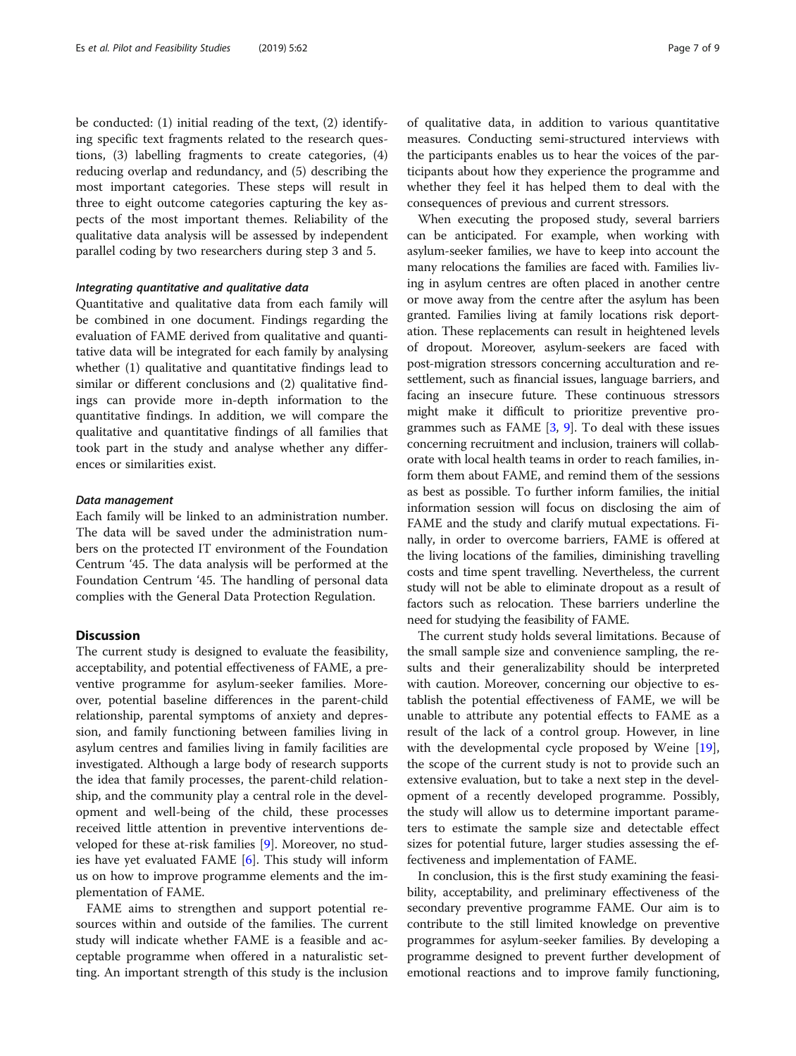be conducted: (1) initial reading of the text, (2) identifying specific text fragments related to the research questions, (3) labelling fragments to create categories, (4) reducing overlap and redundancy, and (5) describing the most important categories. These steps will result in three to eight outcome categories capturing the key aspects of the most important themes. Reliability of the qualitative data analysis will be assessed by independent parallel coding by two researchers during step 3 and 5.

#### *Integrating quantitative and qualitative data*

Quantitative and qualitative data from each family will be combined in one document. Findings regarding the evaluation of FAME derived from qualitative and quantitative data will be integrated for each family by analysing whether (1) qualitative and quantitative findings lead to similar or different conclusions and (2) qualitative findings can provide more in-depth information to the quantitative findings. In addition, we will compare the qualitative and quantitative findings of all families that took part in the study and analyse whether any differences or similarities exist.

#### *Data management*

Each family will be linked to an administration number. The data will be saved under the administration numbers on the protected IT environment of the Foundation Centrum '45. The data analysis will be performed at the Foundation Centrum '45. The handling of personal data complies with the General Data Protection Regulation.

## Discussion

The current study is designed to evaluate the feasibility, acceptability, and potential effectiveness of FAME, a preventive programme for asylum-seeker families. Moreover, potential baseline differences in the parent-child relationship, parental symptoms of anxiety and depression, and family functioning between families living in asylum centres and families living in family facilities are investigated. Although a large body of research supports the idea that family processes, the parent-child relationship, and the community play a central role in the development and well-being of the child, these processes received little attention in preventive interventions developed for these at-risk families [9]. Moreover, no studies have yet evaluated FAME [6]. This study will inform us on how to improve programme elements and the implementation of FAME.

FAME aims to strengthen and support potential resources within and outside of the families. The current study will indicate whether FAME is a feasible and acceptable programme when offered in a naturalistic setting. An important strength of this study is the inclusion of qualitative data, in addition to various quantitative measures. Conducting semi-structured interviews with the participants enables us to hear the voices of the participants about how they experience the programme and whether they feel it has helped them to deal with the consequences of previous and current stressors.

When executing the proposed study, several barriers can be anticipated. For example, when working with asylum-seeker families, we have to keep into account the many relocations the families are faced with. Families living in asylum centres are often placed in another centre or move away from the centre after the asylum has been granted. Families living at family locations risk deportation. These replacements can result in heightened levels of dropout. Moreover, asylum-seekers are faced with post-migration stressors concerning acculturation and resettlement, such as financial issues, language barriers, and facing an insecure future. These continuous stressors might make it difficult to prioritize preventive programmes such as FAME [3, 9]. To deal with these issues concerning recruitment and inclusion, trainers will collaborate with local health teams in order to reach families, inform them about FAME, and remind them of the sessions as best as possible. To further inform families, the initial information session will focus on disclosing the aim of FAME and the study and clarify mutual expectations. Finally, in order to overcome barriers, FAME is offered at the living locations of the families, diminishing travelling costs and time spent travelling. Nevertheless, the current study will not be able to eliminate dropout as a result of factors such as relocation. These barriers underline the need for studying the feasibility of FAME.

The current study holds several limitations. Because of the small sample size and convenience sampling, the results and their generalizability should be interpreted with caution. Moreover, concerning our objective to establish the potential effectiveness of FAME, we will be unable to attribute any potential effects to FAME as a result of the lack of a control group. However, in line with the developmental cycle proposed by Weine [19], the scope of the current study is not to provide such an extensive evaluation, but to take a next step in the development of a recently developed programme. Possibly, the study will allow us to determine important parameters to estimate the sample size and detectable effect sizes for potential future, larger studies assessing the effectiveness and implementation of FAME.

In conclusion, this is the first study examining the feasibility, acceptability, and preliminary effectiveness of the secondary preventive programme FAME. Our aim is to contribute to the still limited knowledge on preventive programmes for asylum-seeker families. By developing a programme designed to prevent further development of emotional reactions and to improve family functioning,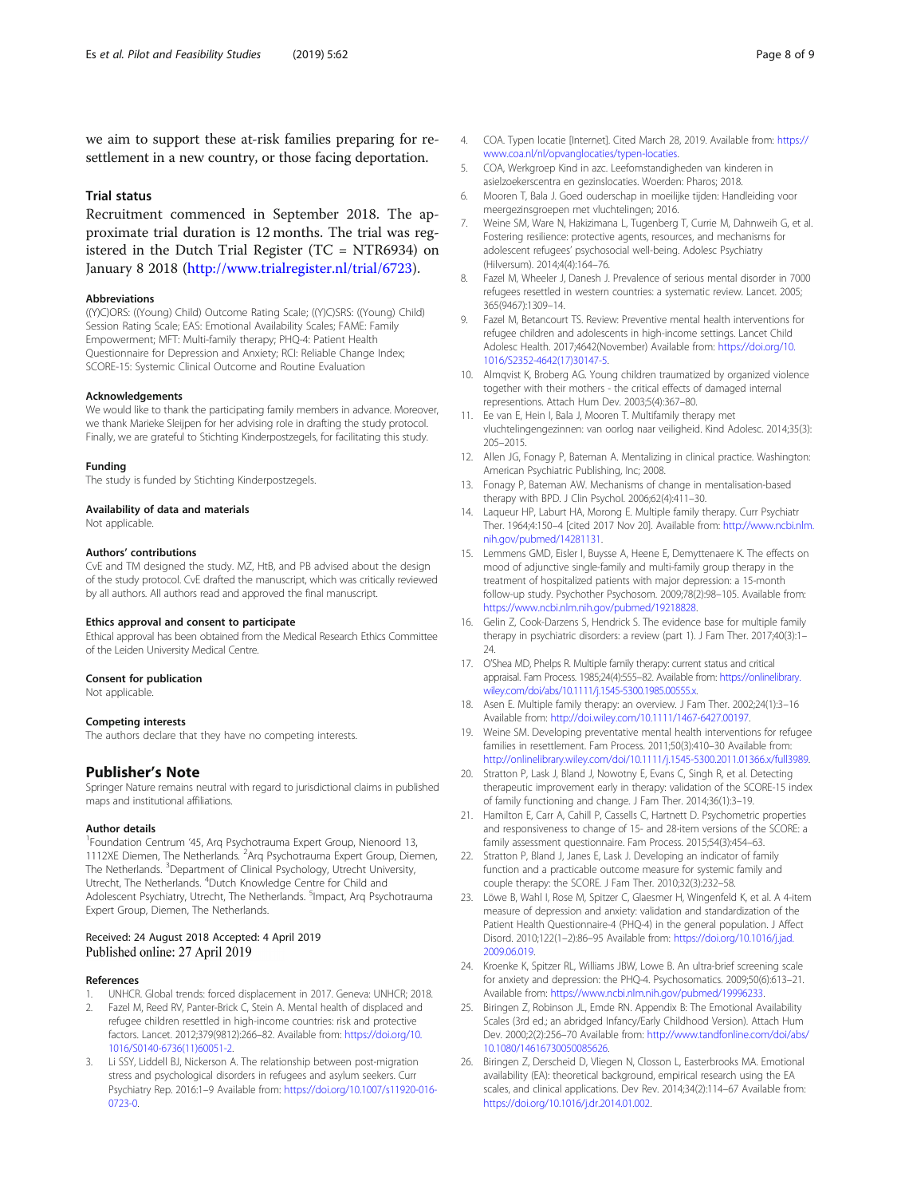we aim to support these at-risk families preparing for resettlement in a new country, or those facing deportation.

## Trial status

Recruitment commenced in September 2018. The approximate trial duration is 12 months. The trial was registered in the Dutch Trial Register (TC = NTR6934) on January 8 2018 (http://www.trialregister.nl/trial/6723).

### Abbreviations

((Y)C)ORS: ((Young) Child) Outcome Rating Scale; ((Y)C)SRS: ((Young) Child) Session Rating Scale; EAS: Emotional Availability Scales; FAME: Family Empowerment; MFT: Multi-family therapy; PHQ-4: Patient Health Questionnaire for Depression and Anxiety; RCI: Reliable Change Index; SCORE-15: Systemic Clinical Outcome and Routine Evaluation

### Acknowledgements

We would like to thank the participating family members in advance. Moreover, we thank Marieke Sleijpen for her advising role in drafting the study protocol. Finally, we are grateful to Stichting Kinderpostzegels, for facilitating this study.

### Funding

The study is funded by Stichting Kinderpostzegels.

### Availability of data and materials

Not applicable.

### Authors' contributions

CvE and TM designed the study. MZ, HtB, and PB advised about the design of the study protocol. CvE drafted the manuscript, which was critically reviewed by all authors. All authors read and approved the final manuscript.

### Ethics approval and consent to participate

Ethical approval has been obtained from the Medical Research Ethics Committee of the Leiden University Medical Centre.

### Consent for publication

Not applicable.

### Competing interests

The authors declare that they have no competing interests.

## Publisher's Note

Springer Nature remains neutral with regard to jurisdictional claims in published maps and institutional affiliations.

### Author details

[1]Foundation Centrum '45, Arq Psychotrauma Expert Group, Nienoord 13, 1112XE Diemen, The Netherlands. [2]Arq Psychotrauma Expert Group, Diemen, The Netherlands. [3]Department of Clinical Psychology, Utrecht University, Utrecht, The Netherlands. [4]Dutch Knowledge Centre for Child and Adolescent Psychiatry, Utrecht, The Netherlands. [5]Impact, Arq Psychotrauma Expert Group, Diemen, The Netherlands.

Received: 24 August 2018 Accepted: 4 April 2019
Published online: 27 April 2019

### References

1. UNHCR. Global trends: forced displacement in 2017. Geneva: UNHCR; 2018.
2. Fazel M, Reed RV, Panter-Brick C, Stein A. Mental health of displaced and refugee children resettled in high-income countries: risk and protective factors. Lancet. 2012;379(9812):266–82. Available from: https://doi.org/10.1016/S0140-6736(11)60051-2.
3. Li SSY, Liddell BJ, Nickerson A. The relationship between post-migration stress and psychological disorders in refugees and asylum seekers. Curr Psychiatry Rep. 2016:1–9 Available from: https://doi.org/10.1007/s11920-016-0723-0.
4. COA. Typen locatie [Internet]. Cited March 28, 2019. Available from: https://www.coa.nl/nl/opvanglocaties/typen-locaties.
5. COA, Werkgroep Kind in azc. Leefomstandigheden van kinderen in asielzoekerscentra en gezinslocaties. Woerden: Pharos; 2018.
6. Mooren T, Bala J. Goed ouderschap in moeilijke tijden: Handleiding voor meergezinsgroepen met vluchtelingen; 2016.
7. Weine SM, Ware N, Hakizimana L, Tugenberg T, Currie M, Dahnweih G, et al. Fostering resilience: protective agents, resources, and mechanisms for adolescent refugees' psychosocial well-being. Adolesc Psychiatry (Hilversum). 2014;4(4):164–76.
8. Fazel M, Wheeler J, Danesh J. Prevalence of serious mental disorder in 7000 refugees resettled in western countries: a systematic review. Lancet. 2005; 365(9467):1309–14.
9. Fazel M, Betancourt TS. Review: Preventive mental health interventions for refugee children and adolescents in high-income settings. Lancet Child Adolesc Health. 2017;4642(November) Available from: https://doi.org/10.1016/S2352-4642(17)30147-5.
10. Almqvist K, Broberg AG. Young children traumatized by organized violence together with their mothers - the critical effects of damaged internal representions. Attach Hum Dev. 2003;5(4):367–80.
11. Ee van E, Hein I, Bala J, Mooren T. Multifamily therapy met vluchtelingengezinnen: van oorlog naar veiligheid. Kind Adolesc. 2014;35(3): 205–2015.
12. Allen JG, Fonagy P, Bateman A. Mentalizing in clinical practice. Washington: American Psychiatric Publishing, Inc; 2008.
13. Fonagy P, Bateman AW. Mechanisms of change in mentalisation-based therapy with BPD. J Clin Psychol. 2006;62(4):411–30.
14. Laqueur HP, Laburt HA, Morong E. Multiple family therapy. Curr Psychiatr Ther. 1964;4:150–4 [cited 2017 Nov 20]. Available from: http://www.ncbi.nlm.nih.gov/pubmed/14281131.
15. Lemmens GMD, Eisler I, Buysse A, Heene E, Demyttenaere K. The effects on mood of adjunctive single-family and multi-family group therapy in the treatment of hospitalized patients with major depression: a 15-month follow-up study. Psychother Psychosom. 2009;78(2):98–105. Available from: https://www.ncbi.nlm.nih.gov/pubmed/19218828.
16. Gelin Z, Cook-Darzens S, Hendrick S. The evidence base for multiple family therapy in psychiatric disorders: a review (part 1). J Fam Ther. 2017;40(3):1–24.
17. O'Shea MD, Phelps R. Multiple family therapy: current status and critical appraisal. Fam Process. 1985;24(4):555–82. Available from: https://onlinelibrary.wiley.com/doi/abs/10.1111/j.1545-5300.1985.00555.x.
18. Asen E. Multiple family therapy: an overview. J Fam Ther. 2002;24(1):3–16 Available from: http://doi.wiley.com/10.1111/1467-6427.00197.
19. Weine SM. Developing preventative mental health interventions for refugee families in resettlement. Fam Process. 2011;50(3):410–30 Available from: http://onlinelibrary.wiley.com/doi/10.1111/j.1545-5300.2011.01366.x/full3989.
20. Stratton P, Lask J, Bland J, Nowotny E, Evans C, Singh R, et al. Detecting therapeutic improvement early in therapy: validation of the SCORE-15 index of family functioning and change. J Fam Ther. 2014;36(1):3–19.
21. Hamilton E, Carr A, Cahill P, Cassells C, Hartnett D. Psychometric properties and responsiveness to change of 15- and 28-item versions of the SCORE: a family assessment questionnaire. Fam Process. 2015;54(3):454–63.
22. Stratton P, Bland J, Janes E, Lask J. Developing an indicator of family function and a practicable outcome measure for systemic family and couple therapy: the SCORE. J Fam Ther. 2010;32(3):232–58.
23. Löwe B, Wahl I, Rose M, Spitzer C, Glaesmer H, Wingenfeld K, et al. A 4-item measure of depression and anxiety: validation and standardization of the Patient Health Questionnaire-4 (PHQ-4) in the general population. J Affect Disord. 2010;122(1–2):86–95 Available from: https://doi.org/10.1016/j.jad.2009.06.019.
24. Kroenke K, Spitzer RL, Williams JBW, Lowe B. An ultra-brief screening scale for anxiety and depression: the PHQ-4. Psychosomatics. 2009;50(6):613–21. Available from: https://www.ncbi.nlm.nih.gov/pubmed/19996233.
25. Biringen Z, Robinson JL, Emde RN. Appendix B: The Emotional Availability Scales (3rd ed.; an abridged Infancy/Early Childhood Version). Attach Hum Dev. 2000;2(2):256–70 Available from: http://www.tandfonline.com/doi/abs/10.1080/14616730050085626.
26. Biringen Z, Derscheid D, Vliegen N, Closson L, Easterbrooks MA. Emotional availability (EA): theoretical background, empirical research using the EA scales, and clinical applications. Dev Rev. 2014;34(2):114–67 Available from: https://doi.org/10.1016/j.dr.2014.01.002.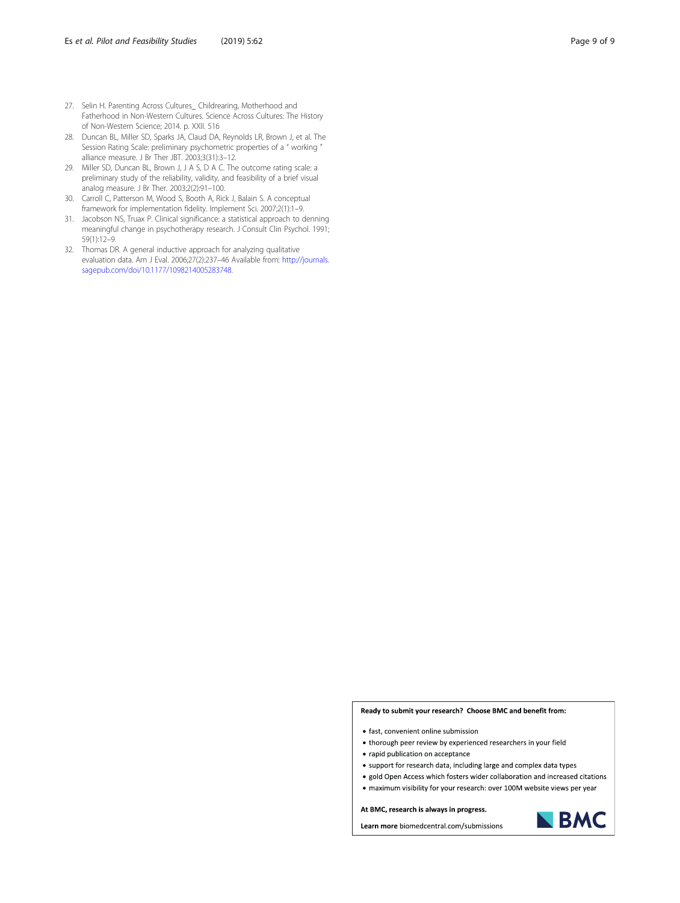27. Selin H. Parenting Across Cultures_ Childrearing, Motherhood and Fatherhood in Non-Western Cultures. Science Across Cultures: The History of Non-Western Science; 2014. p. XXII. 516
28. Duncan BL, Miller SD, Sparks JA, Claud DA, Reynolds LR, Brown J, et al. The Session Rating Scale: preliminary psychometric properties of a " working " alliance measure. J Br Ther JBT. 2003;3(31):3–12.
29. Miller SD, Duncan BL, Brown J, J A S, D A C. The outcome rating scale: a preliminary study of the reliability, validity, and feasibility of a brief visual analog measure. J Br Ther. 2003;2(2):91–100.
30. Carroll C, Patterson M, Wood S, Booth A, Rick J, Balain S. A conceptual framework for implementation fidelity. Implement Sci. 2007;2(1):1–9.
31. Jacobson NS, Truax P. Clinical significance: a statistical approach to denning meaningful change in psychotherapy research. J Consult Clin Psychol. 1991; 59(1):12–9.
32. Thomas DR. A general inductive approach for analyzing qualitative evaluation data. Am J Eval. 2006;27(2):237–46 Available from: http://journals.sagepub.com/doi/10.1177/1098214005283748.

**Ready to submit your research? Choose BMC and benefit from:**

- fast, convenient online submission
- thorough peer review by experienced researchers in your field
- rapid publication on acceptance
- support for research data, including large and complex data types
- gold Open Access which fosters wider collaboration and increased citations
- maximum visibility for your research: over 100M website views per year

**At BMC, research is always in progress.**

**Learn more** biomedcentral.com/submissions

BMC